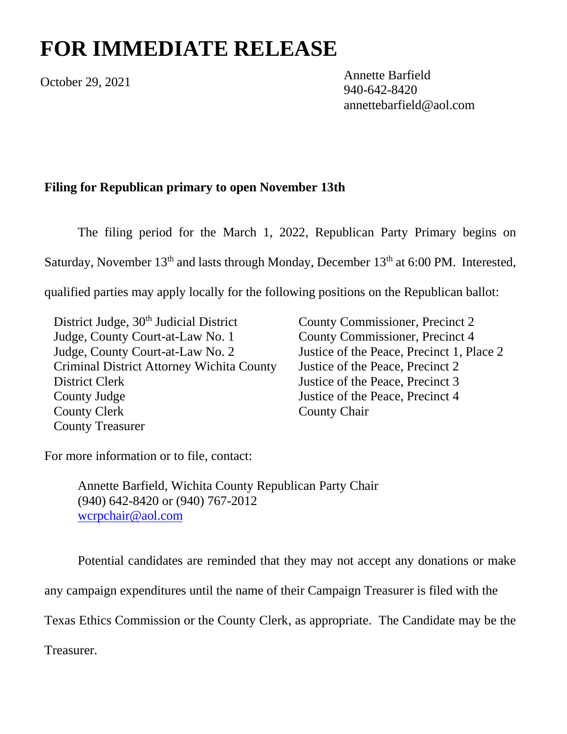# FOR IMMEDIATE RELEASE

October 29, 2021

Annette Barfield
940-642-8420
annettebarfield@aol.com

**Filing for Republican primary to open November 13th**

The filing period for the March 1, 2022, Republican Party Primary begins on Saturday, November 13th and lasts through Monday, December 13th at 6:00 PM. Interested, qualified parties may apply locally for the following positions on the Republican ballot:

- District Judge, 30th Judicial District
- Judge, County Court-at-Law No. 1
- Judge, County Court-at-Law No. 2
- Criminal District Attorney Wichita County
- District Clerk
- County Judge
- County Clerk
- County Treasurer
- County Commissioner, Precinct 2
- County Commissioner, Precinct 4
- Justice of the Peace, Precinct 1, Place 2
- Justice of the Peace, Precinct 2
- Justice of the Peace, Precinct 3
- Justice of the Peace, Precinct 4
- County Chair

For more information or to file, contact:

Annette Barfield, Wichita County Republican Party Chair
(940) 642-8420 or (940) 767-2012
wcrpchair@aol.com

Potential candidates are reminded that they may not accept any donations or make any campaign expenditures until the name of their Campaign Treasurer is filed with the Texas Ethics Commission or the County Clerk, as appropriate. The Candidate may be the Treasurer.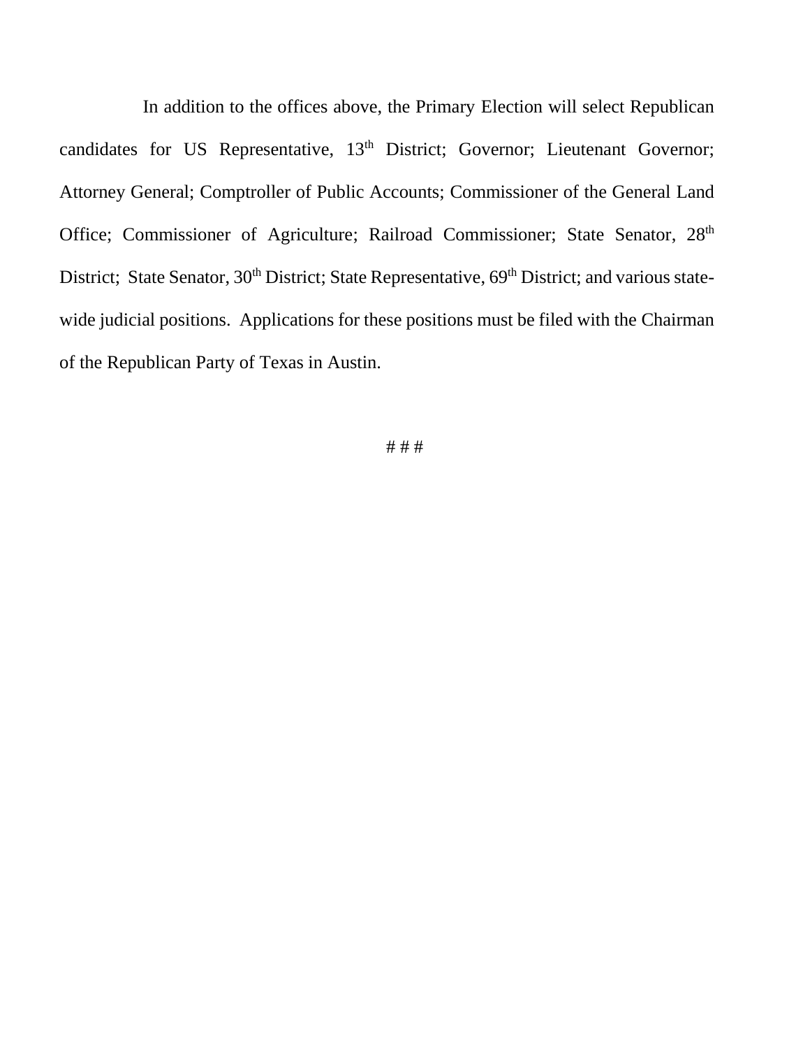In addition to the offices above, the Primary Election will select Republican candidates for US Representative, 13th District; Governor; Lieutenant Governor; Attorney General; Comptroller of Public Accounts; Commissioner of the General Land Office; Commissioner of Agriculture; Railroad Commissioner; State Senator, 28th District; State Senator, 30th District; State Representative, 69th District; and various state-wide judicial positions. Applications for these positions must be filed with the Chairman of the Republican Party of Texas in Austin.

# # #